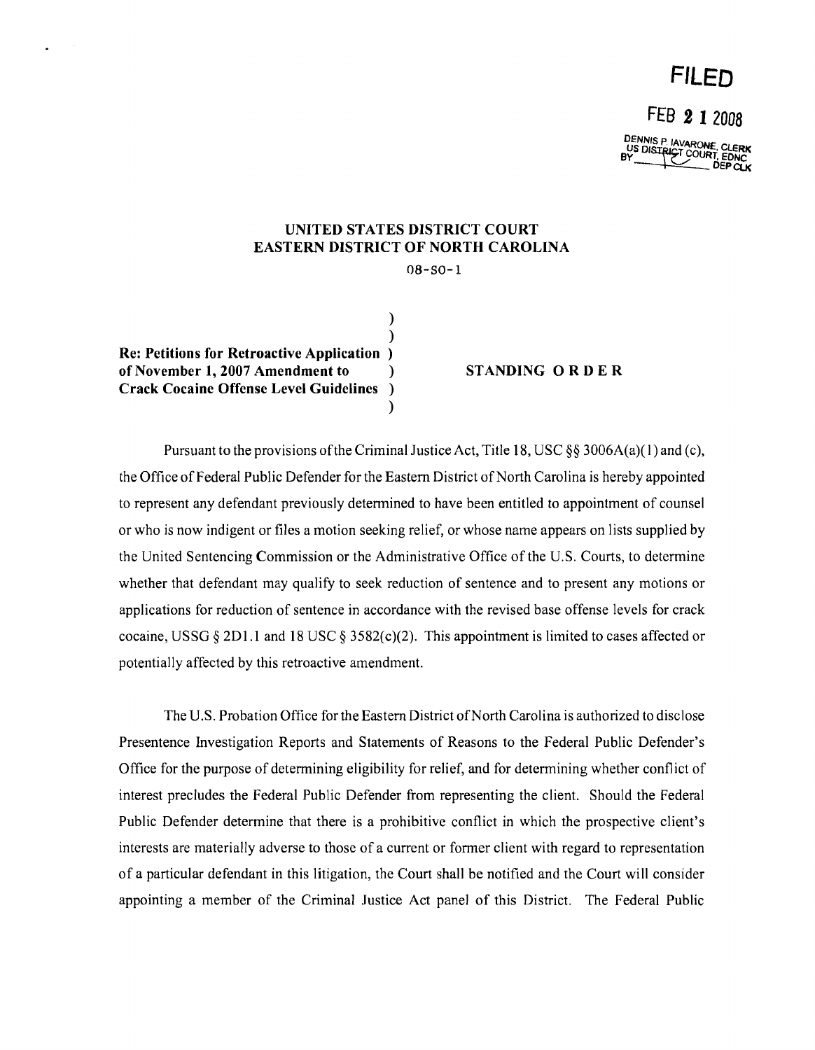**FILED**

FEB 2 1 2008

DENNIS P. IAVARONE, CLERK
US DISTRICT COURT, EDNC
BY ______ DEP CLK

**UNITED STATES DISTRICT COURT**
**EASTERN DISTRICT OF NORTH CAROLINA**

08-SO-1

**Re: Petitions for Retroactive Application of November 1, 2007 Amendment to Crack Cocaine Offense Level Guidelines**

**STANDING ORDER**

Pursuant to the provisions of the Criminal Justice Act, Title 18, USC §§ 3006A(a)(1) and (c), the Office of Federal Public Defender for the Eastern District of North Carolina is hereby appointed to represent any defendant previously determined to have been entitled to appointment of counsel or who is now indigent or files a motion seeking relief, or whose name appears on lists supplied by the United Sentencing Commission or the Administrative Office of the U.S. Courts, to determine whether that defendant may qualify to seek reduction of sentence and to present any motions or applications for reduction of sentence in accordance with the revised base offense levels for crack cocaine, USSG § 2D1.1 and 18 USC § 3582(c)(2). This appointment is limited to cases affected or potentially affected by this retroactive amendment.

The U.S. Probation Office for the Eastern District of North Carolina is authorized to disclose Presentence Investigation Reports and Statements of Reasons to the Federal Public Defender's Office for the purpose of determining eligibility for relief, and for determining whether conflict of interest precludes the Federal Public Defender from representing the client. Should the Federal Public Defender determine that there is a prohibitive conflict in which the prospective client's interests are materially adverse to those of a current or former client with regard to representation of a particular defendant in this litigation, the Court shall be notified and the Court will consider appointing a member of the Criminal Justice Act panel of this District. The Federal Public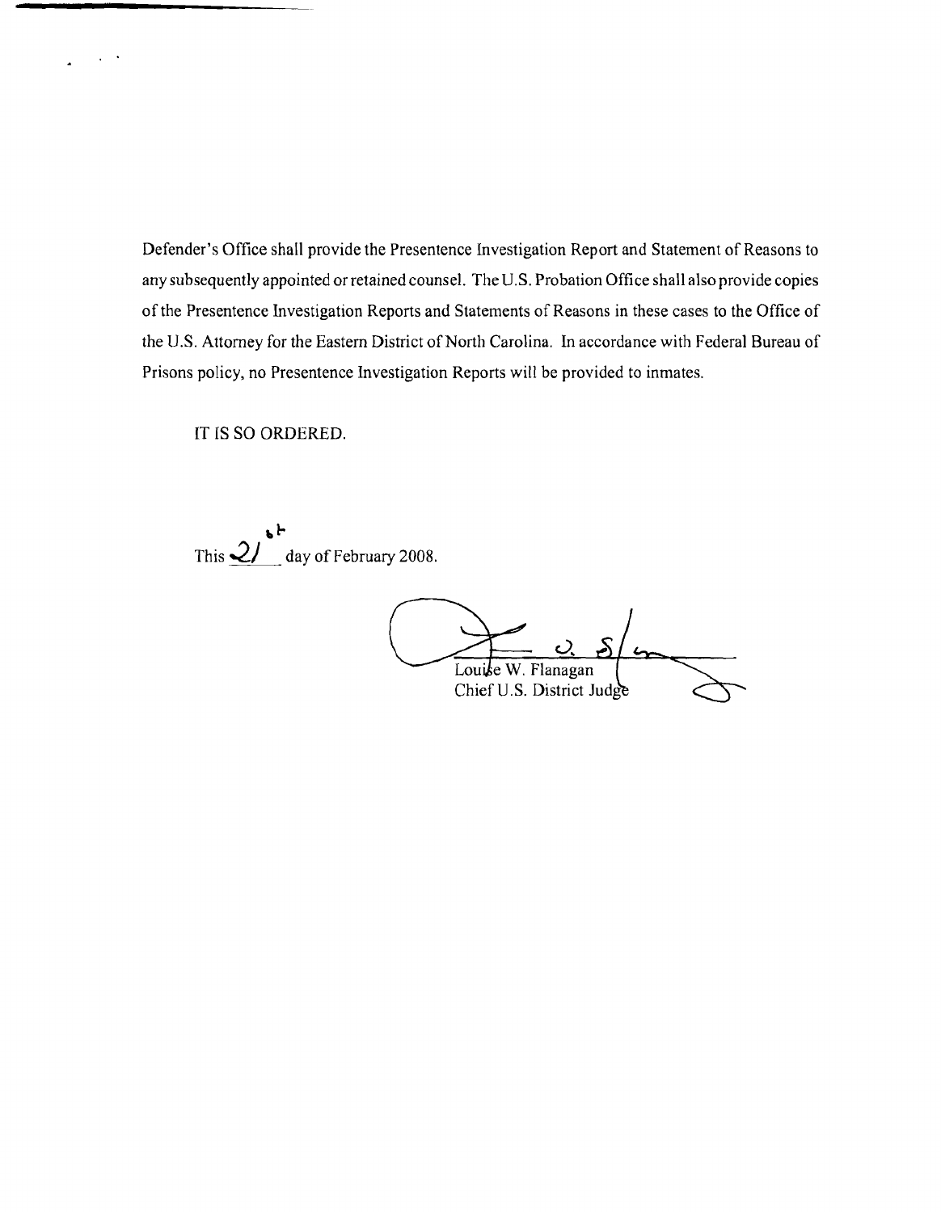Defender's Office shall provide the Presentence Investigation Report and Statement of Reasons to any subsequently appointed or retained counsel. The U.S. Probation Office shall also provide copies of the Presentence Investigation Reports and Statements of Reasons in these cases to the Office of the U.S. Attorney for the Eastern District of North Carolina. In accordance with Federal Bureau of Prisons policy, no Presentence Investigation Reports will be provided to inmates.

IT IS SO ORDERED.

This 21st day of February 2008.

Louise W. Flanagan
Chief U.S. District Judge